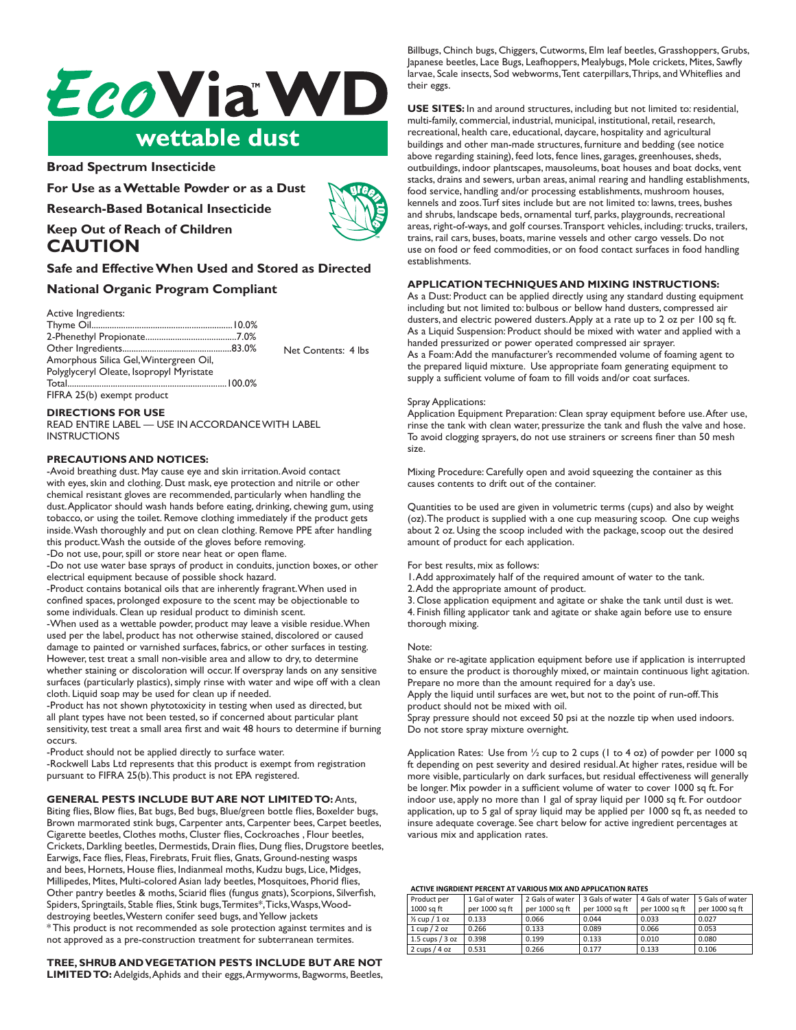# EcoVia™ WD

## wettable dust

**Broad Spectrum Insecticide**

**For Use as a Wettable Powder or as a Dust**

**Research-Based Botanical Insecticide**

**Keep Out of Reach of Children**

## CAUTION

**Safe and Effective When Used and Stored as Directed**

**National Organic Program Compliant**

Active Ingredients:
Thyme Oil..............................................................10.0%
2-Phenethyl Propionate........................................7.0%
Other Ingredients................................................83.0%
Amorphous Silica Gel, Wintergreen Oil,
Polyglyceryl Oleate, Isopropyl Myristate
Total.......................................................................100.0%
FIFRA 25(b) exempt product

Net Contents: 4 lbs

**DIRECTIONS FOR USE**

READ ENTIRE LABEL — USE IN ACCORDANCE WITH LABEL INSTRUCTIONS

**PRECAUTIONS AND NOTICES:**

-Avoid breathing dust. May cause eye and skin irritation. Avoid contact with eyes, skin and clothing. Dust mask, eye protection and nitrile or other chemical resistant gloves are recommended, particularly when handling the dust. Applicator should wash hands before eating, drinking, chewing gum, using tobacco, or using the toilet. Remove clothing immediately if the product gets inside. Wash thoroughly and put on clean clothing. Remove PPE after handling this product. Wash the outside of the gloves before removing.

-Do not use, pour, spill or store near heat or open flame.

-Do not use water base sprays of product in conduits, junction boxes, or other electrical equipment because of possible shock hazard.

-Product contains botanical oils that are inherently fragrant. When used in confined spaces, prolonged exposure to the scent may be objectionable to some individuals. Clean up residual product to diminish scent.

-When used as a wettable powder, product may leave a visible residue. When used per the label, product has not otherwise stained, discolored or caused damage to painted or varnished surfaces, fabrics, or other surfaces in testing. However, test treat a small non-visible area and allow to dry, to determine whether staining or discoloration will occur. If overspray lands on any sensitive surfaces (particularly plastics), simply rinse with water and wipe off with a clean cloth. Liquid soap may be used for clean up if needed.

-Product has not shown phytotoxicity in testing when used as directed, but all plant types have not been tested, so if concerned about particular plant sensitivity, test treat a small area first and wait 48 hours to determine if burning occurs.

-Product should not be applied directly to surface water.

-Rockwell Labs Ltd represents that this product is exempt from registration pursuant to FIFRA 25(b). This product is not EPA registered.

**GENERAL PESTS INCLUDE BUT ARE NOT LIMITED TO:** Ants, Biting flies, Blow flies, Bat bugs, Bed bugs, Blue/green bottle flies, Boxelder bugs, Brown marmorated stink bugs, Carpenter ants, Carpenter bees, Carpet beetles, Cigarette beetles, Clothes moths, Cluster flies, Cockroaches , Flour beetles, Crickets, Darkling beetles, Dermestids, Drain flies, Dung flies, Drugstore beetles, Earwigs, Face flies, Fleas, Firebrats, Fruit flies, Gnats, Ground-nesting wasps and bees, Hornets, House flies, Indianmeal moths, Kudzu bugs, Lice, Midges, Millipedes, Mites, Multi-colored Asian lady beetles, Mosquitoes, Phorid flies, Other pantry beetles & moths, Sciarid flies (fungus gnats), Scorpions, Silverfish, Spiders, Springtails, Stable flies, Stink bugs, Termites*, Ticks, Wasps, Wood-destroying beetles, Western conifer seed bugs, and Yellow jackets

* This product is not recommended as sole protection against termites and is not approved as a pre-construction treatment for subterranean termites.

**TREE, SHRUB AND VEGETATION PESTS INCLUDE BUT ARE NOT LIMITED TO:** Adelgids, Aphids and their eggs, Armyworms, Bagworms, Beetles, Billbugs, Chinch bugs, Chiggers, Cutworms, Elm leaf beetles, Grasshoppers, Grubs, Japanese beetles, Lace Bugs, Leafhoppers, Mealybugs, Mole crickets, Mites, Sawfly larvae, Scale insects, Sod webworms, Tent caterpillars, Thrips, and Whiteflies and their eggs.

**USE SITES:** In and around structures, including but not limited to: residential, multi-family, commercial, industrial, municipal, institutional, retail, research, recreational, health care, educational, daycare, hospitality and agricultural buildings and other man-made structures, furniture and bedding (see notice above regarding staining), feed lots, fence lines, garages, greenhouses, sheds, outbuildings, indoor plantscapes, mausoleums, boat houses and boat docks, vent stacks, drains and sewers, urban areas, animal rearing and handling establishments, food service, handling and/or processing establishments, mushroom houses, kennels and zoos. Turf sites include but are not limited to: lawns, trees, bushes and shrubs, landscape beds, ornamental turf, parks, playgrounds, recreational areas, right-of-ways, and golf courses. Transport vehicles, including: trucks, trailers, trains, rail cars, buses, boats, marine vessels and other cargo vessels. Do not use on food or feed commodities, or on food contact surfaces in food handling establishments.

**APPLICATION TECHNIQUES AND MIXING INSTRUCTIONS:**

As a Dust: Product can be applied directly using any standard dusting equipment including but not limited to: bulbous or bellow hand dusters, compressed air dusters, and electric powered dusters. Apply at a rate up to 2 oz per 100 sq ft.

As a Liquid Suspension: Product should be mixed with water and applied with a handed pressurized or power operated compressed air sprayer.

As a Foam: Add the manufacturer's recommended volume of foaming agent to the prepared liquid mixture. Use appropriate foam generating equipment to supply a sufficient volume of foam to fill voids and/or coat surfaces.

Spray Applications:

Application Equipment Preparation: Clean spray equipment before use. After use, rinse the tank with clean water, pressurize the tank and flush the valve and hose. To avoid clogging sprayers, do not use strainers or screens finer than 50 mesh size.

Mixing Procedure: Carefully open and avoid squeezing the container as this causes contents to drift out of the container.

Quantities to be used are given in volumetric terms (cups) and also by weight (oz). The product is supplied with a one cup measuring scoop. One cup weighs about 2 oz. Using the scoop included with the package, scoop out the desired amount of product for each application.

For best results, mix as follows:

1. Add approximately half of the required amount of water to the tank.
2. Add the appropriate amount of product.
3. Close application equipment and agitate or shake the tank until dust is wet.
4. Finish filling applicator tank and agitate or shake again before use to ensure thorough mixing.

Note:

Shake or re-agitate application equipment before use if application is interrupted to ensure the product is thoroughly mixed, or maintain continuous light agitation. Prepare no more than the amount required for a day's use.

Apply the liquid until surfaces are wet, but not to the point of run-off. This product should not be mixed with oil.

Spray pressure should not exceed 50 psi at the nozzle tip when used indoors. Do not store spray mixture overnight.

Application Rates: Use from ½ cup to 2 cups (1 to 4 oz) of powder per 1000 sq ft depending on pest severity and desired residual. At higher rates, residue will be more visible, particularly on dark surfaces, but residual effectiveness will generally be longer. Mix powder in a sufficient volume of water to cover 1000 sq ft. For indoor use, apply no more than 1 gal of spray liquid per 1000 sq ft. For outdoor application, up to 5 gal of spray liquid may be applied per 1000 sq ft, as needed to insure adequate coverage. See chart below for active ingredient percentages at various mix and application rates.

**ACTIVE INGRDIENT PERCENT AT VARIOUS MIX AND APPLICATION RATES**

| Product per 1000 sq ft | 1 Gal of water per 1000 sq ft | 2 Gals of water per 1000 sq ft | 3 Gals of water per 1000 sq ft | 4 Gals of water per 1000 sq ft | 5 Gals of water per 1000 sq ft |
|---|---|---|---|---|---|
| ½ cup / 1 oz | 0.133 | 0.066 | 0.044 | 0.033 | 0.027 |
| 1 cup / 2 oz | 0.266 | 0.133 | 0.089 | 0.066 | 0.053 |
| 1.5 cups / 3 oz | 0.398 | 0.199 | 0.133 | 0.010 | 0.080 |
| 2 cups / 4 oz | 0.531 | 0.266 | 0.177 | 0.133 | 0.106 |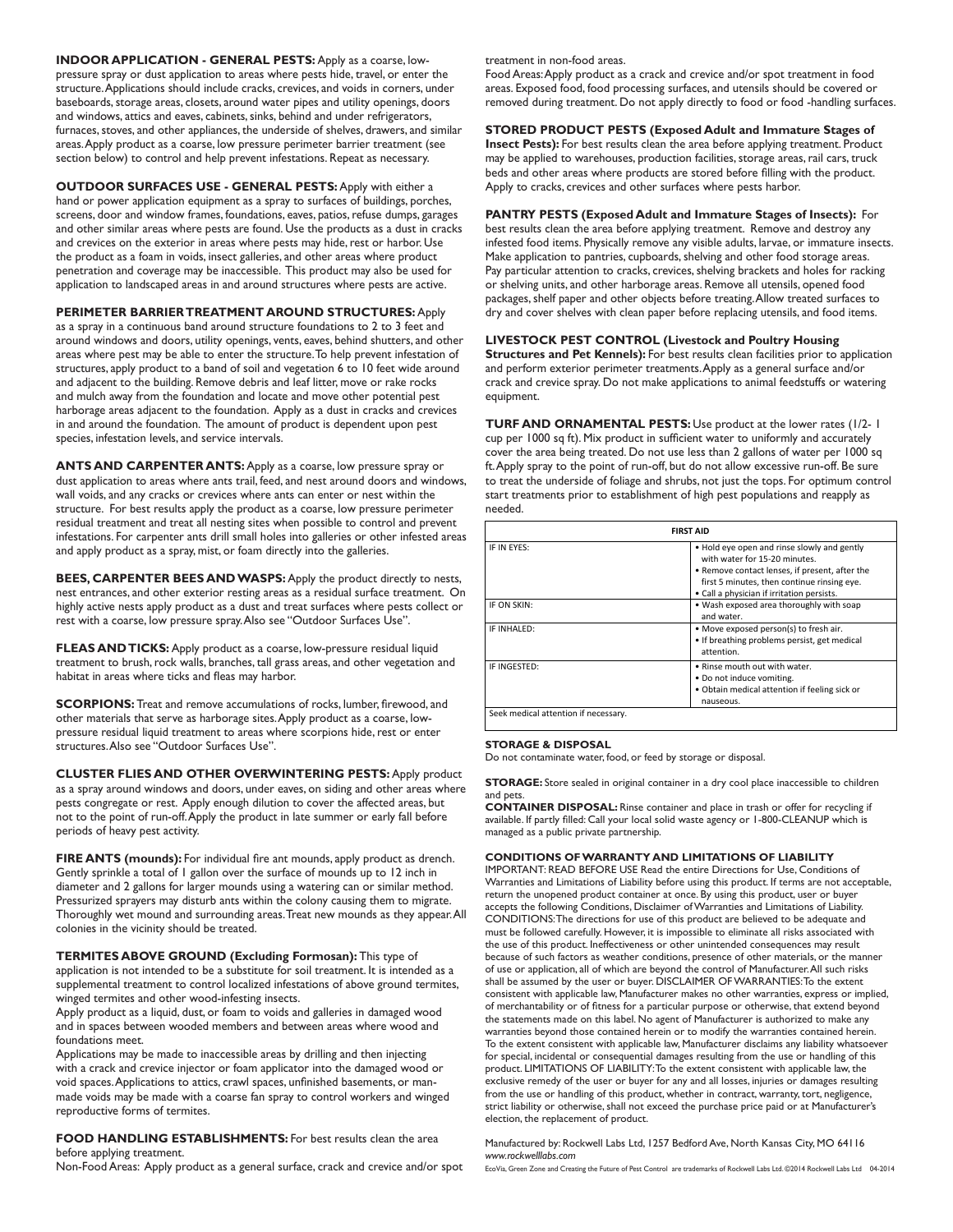**INDOOR APPLICATION - GENERAL PESTS:** Apply as a coarse, low-pressure spray or dust application to areas where pests hide, travel, or enter the structure. Applications should include cracks, crevices, and voids in corners, under baseboards, storage areas, closets, around water pipes and utility openings, doors and windows, attics and eaves, cabinets, sinks, behind and under refrigerators, furnaces, stoves, and other appliances, the underside of shelves, drawers, and similar areas. Apply product as a coarse, low pressure perimeter barrier treatment (see section below) to control and help prevent infestations. Repeat as necessary.

**OUTDOOR SURFACES USE - GENERAL PESTS:** Apply with either a hand or power application equipment as a spray to surfaces of buildings, porches, screens, door and window frames, foundations, eaves, patios, refuse dumps, garages and other similar areas where pests are found. Use the products as a dust in cracks and crevices on the exterior in areas where pests may hide, rest or harbor. Use the product as a foam in voids, insect galleries, and other areas where product penetration and coverage may be inaccessible. This product may also be used for application to landscaped areas in and around structures where pests are active.

**PERIMETER BARRIER TREATMENT AROUND STRUCTURES:** Apply as a spray in a continuous band around structure foundations to 2 to 3 feet and around windows and doors, utility openings, vents, eaves, behind shutters, and other areas where pest may be able to enter the structure. To help prevent infestation of structures, apply product to a band of soil and vegetation 6 to 10 feet wide around and adjacent to the building. Remove debris and leaf litter, move or rake rocks and mulch away from the foundation and locate and move other potential pest harborage areas adjacent to the foundation. Apply as a dust in cracks and crevices in and around the foundation. The amount of product is dependent upon pest species, infestation levels, and service intervals.

**ANTS AND CARPENTER ANTS:** Apply as a coarse, low pressure spray or dust application to areas where ants trail, feed, and nest around doors and windows, wall voids, and any cracks or crevices where ants can enter or nest within the structure. For best results apply the product as a coarse, low pressure perimeter residual treatment and treat all nesting sites when possible to control and prevent infestations. For carpenter ants drill small holes into galleries or other infested areas and apply product as a spray, mist, or foam directly into the galleries.

**BEES, CARPENTER BEES AND WASPS:** Apply the product directly to nests, nest entrances, and other exterior resting areas as a residual surface treatment. On highly active nests apply product as a dust and treat surfaces where pests collect or rest with a coarse, low pressure spray. Also see "Outdoor Surfaces Use".

**FLEAS AND TICKS:** Apply product as a coarse, low-pressure residual liquid treatment to brush, rock walls, branches, tall grass areas, and other vegetation and habitat in areas where ticks and fleas may harbor.

**SCORPIONS:** Treat and remove accumulations of rocks, lumber, firewood, and other materials that serve as harborage sites. Apply product as a coarse, low-pressure residual liquid treatment to areas where scorpions hide, rest or enter structures. Also see "Outdoor Surfaces Use".

**CLUSTER FLIES AND OTHER OVERWINTERING PESTS:** Apply product as a spray around windows and doors, under eaves, on siding and other areas where pests congregate or rest. Apply enough dilution to cover the affected areas, but not to the point of run-off. Apply the product in late summer or early fall before periods of heavy pest activity.

**FIRE ANTS (mounds):** For individual fire ant mounds, apply product as drench. Gently sprinkle a total of 1 gallon over the surface of mounds up to 12 inch in diameter and 2 gallons for larger mounds using a watering can or similar method. Pressurized sprayers may disturb ants within the colony causing them to migrate. Thoroughly wet mound and surrounding areas. Treat new mounds as they appear. All colonies in the vicinity should be treated.

**TERMITES ABOVE GROUND (Excluding Formosan):** This type of application is not intended to be a substitute for soil treatment. It is intended as a supplemental treatment to control localized infestations of above ground termites, winged termites and other wood-infesting insects.

Apply product as a liquid, dust, or foam to voids and galleries in damaged wood and in spaces between wooded members and between areas where wood and foundations meet.

Applications may be made to inaccessible areas by drilling and then injecting with a crack and crevice injector or foam applicator into the damaged wood or void spaces. Applications to attics, crawl spaces, unfinished basements, or man-made voids may be made with a coarse fan spray to control workers and winged reproductive forms of termites.

**FOOD HANDLING ESTABLISHMENTS:** For best results clean the area before applying treatment.

Non-Food Areas: Apply product as a general surface, crack and crevice and/or spot treatment in non-food areas.

Food Areas: Apply product as a crack and crevice and/or spot treatment in food areas. Exposed food, food processing surfaces, and utensils should be covered or removed during treatment. Do not apply directly to food or food -handling surfaces.

**STORED PRODUCT PESTS (Exposed Adult and Immature Stages of Insect Pests):** For best results clean the area before applying treatment. Product may be applied to warehouses, production facilities, storage areas, rail cars, truck beds and other areas where products are stored before filling with the product. Apply to cracks, crevices and other surfaces where pests harbor.

**PANTRY PESTS (Exposed Adult and Immature Stages of Insects):** For best results clean the area before applying treatment. Remove and destroy any infested food items. Physically remove any visible adults, larvae, or immature insects. Make application to pantries, cupboards, shelving and other food storage areas. Pay particular attention to cracks, crevices, shelving brackets and holes for racking or shelving units, and other harborage areas. Remove all utensils, opened food packages, shelf paper and other objects before treating. Allow treated surfaces to dry and cover shelves with clean paper before replacing utensils, and food items.

**LIVESTOCK PEST CONTROL (Livestock and Poultry Housing Structures and Pet Kennels):** For best results clean facilities prior to application and perform exterior perimeter treatments. Apply as a general surface and/or crack and crevice spray. Do not make applications to animal feedstuffs or watering equipment.

**TURF AND ORNAMENTAL PESTS:** Use product at the lower rates (1/2- 1 cup per 1000 sq ft). Mix product in sufficient water to uniformly and accurately cover the area being treated. Do not use less than 2 gallons of water per 1000 sq ft. Apply spray to the point of run-off, but do not allow excessive run-off. Be sure to treat the underside of foliage and shrubs, not just the tops. For optimum control start treatments prior to establishment of high pest populations and reapply as needed.

| FIRST AID | |
|---|---|
| IF IN EYES: | • Hold eye open and rinse slowly and gently with water for 15-20 minutes.<br>• Remove contact lenses, if present, after the first 5 minutes, then continue rinsing eye.<br>• Call a physician if irritation persists. |
| IF ON SKIN: | • Wash exposed area thoroughly with soap and water. |
| IF INHALED: | • Move exposed person(s) to fresh air.<br>• If breathing problems persist, get medical attention. |
| IF INGESTED: | • Rinse mouth out with water.<br>• Do not induce vomiting.<br>• Obtain medical attention if feeling sick or nauseous. |
| Seek medical attention if necessary. | |

**STORAGE & DISPOSAL**

Do not contaminate water, food, or feed by storage or disposal.

**STORAGE:** Store sealed in original container in a dry cool place inaccessible to children and pets.

**CONTAINER DISPOSAL:** Rinse container and place in trash or offer for recycling if available. If partly filled: Call your local solid waste agency or 1-800-CLEANUP which is managed as a public private partnership.

**CONDITIONS OF WARRANTY AND LIMITATIONS OF LIABILITY**

IMPORTANT: READ BEFORE USE Read the entire Directions for Use, Conditions of Warranties and Limitations of Liability before using this product. If terms are not acceptable, return the unopened product container at once. By using this product, user or buyer accepts the following Conditions, Disclaimer of Warranties and Limitations of Liability. CONDITIONS: The directions for use of this product are believed to be adequate and must be followed carefully. However, it is impossible to eliminate all risks associated with the use of this product. Ineffectiveness or other unintended consequences may result because of such factors as weather conditions, presence of other materials, or the manner of use or application, all of which are beyond the control of Manufacturer. All such risks shall be assumed by the user or buyer. DISCLAIMER OF WARRANTIES: To the extent consistent with applicable law, Manufacturer makes no other warranties, express or implied, of merchantability or of fitness for a particular purpose or otherwise, that extend beyond the statements made on this label. No agent of Manufacturer is authorized to make any warranties beyond those contained herein or to modify the warranties contained herein. To the extent consistent with applicable law, Manufacturer disclaims any liability whatsoever for special, incidental or consequential damages resulting from the use or handling of this product. LIMITATIONS OF LIABILITY: To the extent consistent with applicable law, the exclusive remedy of the user or buyer for any and all losses, injuries or damages resulting from the use or handling of this product, whether in contract, warranty, tort, negligence, strict liability or otherwise, shall not exceed the purchase price paid or at Manufacturer's election, the replacement of product.

Manufactured by: Rockwell Labs Ltd, 1257 Bedford Ave, North Kansas City, MO 64116
*www.rockwelllabs.com*

EcoVia, Green Zone and Creating the Future of Pest Control are trademarks of Rockwell Labs Ltd. ©2014 Rockwell Labs Ltd 04-2014